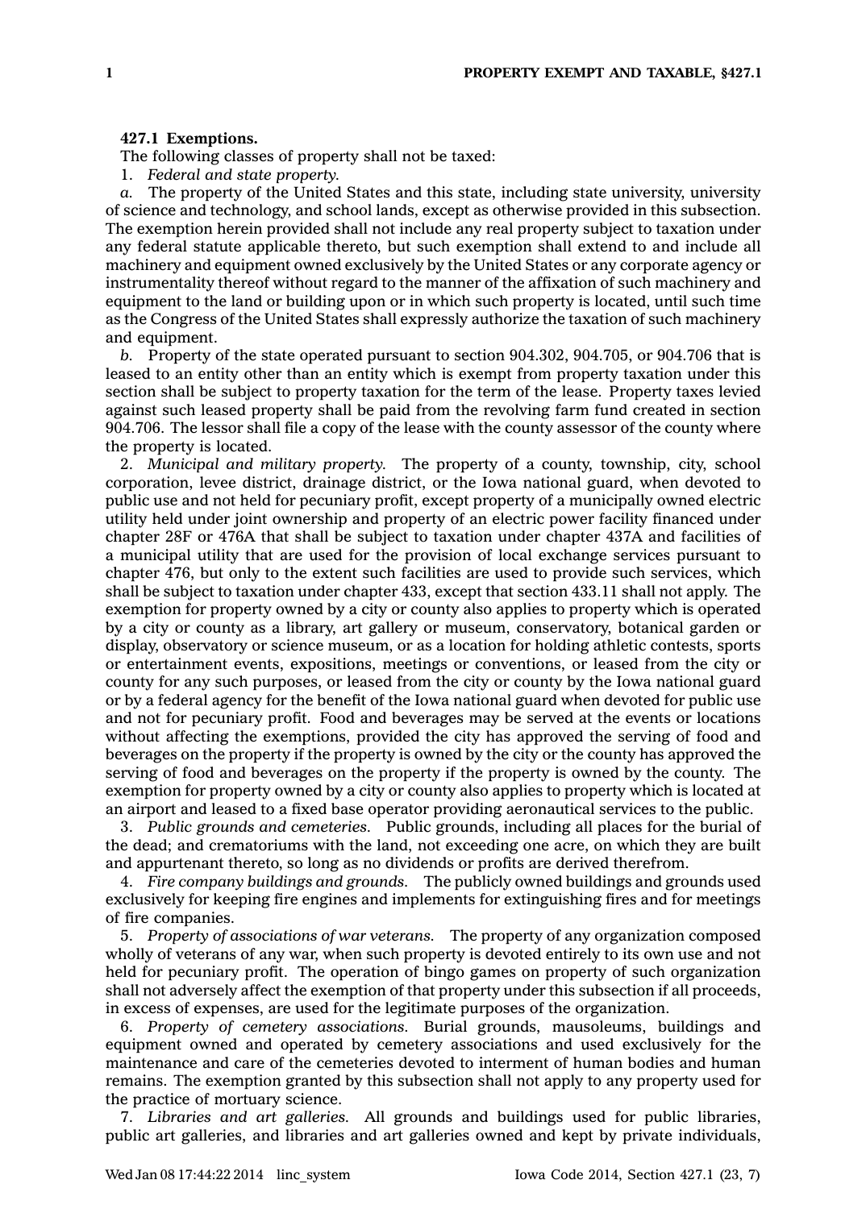**427.1 Exemptions.**

The following classes of property shall not be taxed:

1. *Federal and state property.*

*a.* The property of the United States and this state, including state university, university of science and technology, and school lands, except as otherwise provided in this subsection. The exemption herein provided shall not include any real property subject to taxation under any federal statute applicable thereto, but such exemption shall extend to and include all machinery and equipment owned exclusively by the United States or any corporate agency or instrumentality thereof without regard to the manner of the affixation of such machinery and equipment to the land or building upon or in which such property is located, until such time as the Congress of the United States shall expressly authorize the taxation of such machinery and equipment.

*b.* Property of the state operated pursuant to section 904.302, 904.705, or 904.706 that is leased to an entity other than an entity which is exempt from property taxation under this section shall be subject to property taxation for the term of the lease. Property taxes levied against such leased property shall be paid from the revolving farm fund created in section 904.706. The lessor shall file a copy of the lease with the county assessor of the county where the property is located.

2. *Municipal and military property.* The property of a county, township, city, school corporation, levee district, drainage district, or the Iowa national guard, when devoted to public use and not held for pecuniary profit, except property of a municipally owned electric utility held under joint ownership and property of an electric power facility financed under chapter 28F or 476A that shall be subject to taxation under chapter 437A and facilities of a municipal utility that are used for the provision of local exchange services pursuant to chapter 476, but only to the extent such facilities are used to provide such services, which shall be subject to taxation under chapter 433, except that section 433.11 shall not apply. The exemption for property owned by a city or county also applies to property which is operated by a city or county as a library, art gallery or museum, conservatory, botanical garden or display, observatory or science museum, or as a location for holding athletic contests, sports or entertainment events, expositions, meetings or conventions, or leased from the city or county for any such purposes, or leased from the city or county by the Iowa national guard or by a federal agency for the benefit of the Iowa national guard when devoted for public use and not for pecuniary profit. Food and beverages may be served at the events or locations without affecting the exemptions, provided the city has approved the serving of food and beverages on the property if the property is owned by the city or the county has approved the serving of food and beverages on the property if the property is owned by the county. The exemption for property owned by a city or county also applies to property which is located at an airport and leased to a fixed base operator providing aeronautical services to the public.

3. *Public grounds and cemeteries.* Public grounds, including all places for the burial of the dead; and crematoriums with the land, not exceeding one acre, on which they are built and appurtenant thereto, so long as no dividends or profits are derived therefrom.

4. *Fire company buildings and grounds.* The publicly owned buildings and grounds used exclusively for keeping fire engines and implements for extinguishing fires and for meetings of fire companies.

5. *Property of associations of war veterans.* The property of any organization composed wholly of veterans of any war, when such property is devoted entirely to its own use and not held for pecuniary profit. The operation of bingo games on property of such organization shall not adversely affect the exemption of that property under this subsection if all proceeds, in excess of expenses, are used for the legitimate purposes of the organization.

6. *Property of cemetery associations.* Burial grounds, mausoleums, buildings and equipment owned and operated by cemetery associations and used exclusively for the maintenance and care of the cemeteries devoted to interment of human bodies and human remains. The exemption granted by this subsection shall not apply to any property used for the practice of mortuary science.

7. *Libraries and art galleries.* All grounds and buildings used for public libraries, public art galleries, and libraries and art galleries owned and kept by private individuals,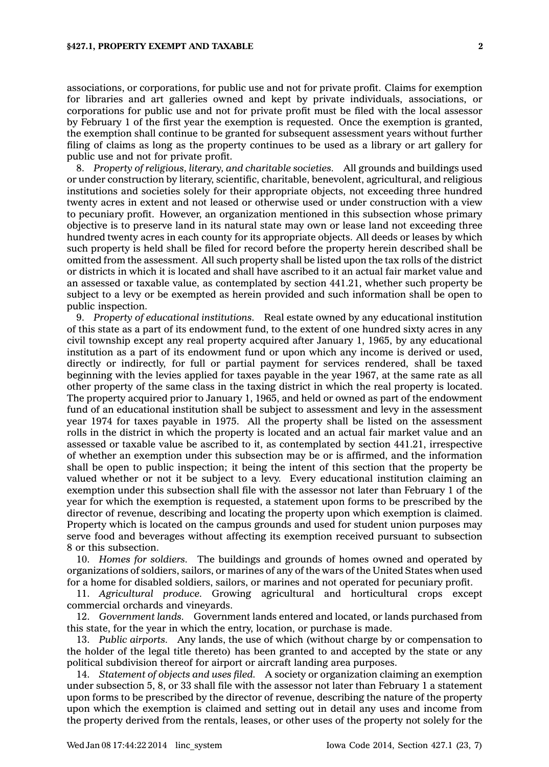associations, or corporations, for public use and not for private profit. Claims for exemption for libraries and art galleries owned and kept by private individuals, associations, or corporations for public use and not for private profit must be filed with the local assessor by February 1 of the first year the exemption is requested. Once the exemption is granted, the exemption shall continue to be granted for subsequent assessment years without further filing of claims as long as the property continues to be used as a library or art gallery for public use and not for private profit.

8. *Property of religious, literary, and charitable societies.* All grounds and buildings used or under construction by literary, scientific, charitable, benevolent, agricultural, and religious institutions and societies solely for their appropriate objects, not exceeding three hundred twenty acres in extent and not leased or otherwise used or under construction with a view to pecuniary profit. However, an organization mentioned in this subsection whose primary objective is to preserve land in its natural state may own or lease land not exceeding three hundred twenty acres in each county for its appropriate objects. All deeds or leases by which such property is held shall be filed for record before the property herein described shall be omitted from the assessment. All such property shall be listed upon the tax rolls of the district or districts in which it is located and shall have ascribed to it an actual fair market value and an assessed or taxable value, as contemplated by section 441.21, whether such property be subject to a levy or be exempted as herein provided and such information shall be open to public inspection.

9. *Property of educational institutions.* Real estate owned by any educational institution of this state as a part of its endowment fund, to the extent of one hundred sixty acres in any civil township except any real property acquired after January 1, 1965, by any educational institution as a part of its endowment fund or upon which any income is derived or used, directly or indirectly, for full or partial payment for services rendered, shall be taxed beginning with the levies applied for taxes payable in the year 1967, at the same rate as all other property of the same class in the taxing district in which the real property is located. The property acquired prior to January 1, 1965, and held or owned as part of the endowment fund of an educational institution shall be subject to assessment and levy in the assessment year 1974 for taxes payable in 1975. All the property shall be listed on the assessment rolls in the district in which the property is located and an actual fair market value and an assessed or taxable value be ascribed to it, as contemplated by section 441.21, irrespective of whether an exemption under this subsection may be or is affirmed, and the information shall be open to public inspection; it being the intent of this section that the property be valued whether or not it be subject to a levy. Every educational institution claiming an exemption under this subsection shall file with the assessor not later than February 1 of the year for which the exemption is requested, a statement upon forms to be prescribed by the director of revenue, describing and locating the property upon which exemption is claimed. Property which is located on the campus grounds and used for student union purposes may serve food and beverages without affecting its exemption received pursuant to subsection 8 or this subsection.

10. *Homes for soldiers.* The buildings and grounds of homes owned and operated by organizations of soldiers, sailors, or marines of any of the wars of the United States when used for a home for disabled soldiers, sailors, or marines and not operated for pecuniary profit.

11. *Agricultural produce.* Growing agricultural and horticultural crops except commercial orchards and vineyards.

12. *Government lands.* Government lands entered and located, or lands purchased from this state, for the year in which the entry, location, or purchase is made.

13. *Public airports.* Any lands, the use of which (without charge by or compensation to the holder of the legal title thereto) has been granted to and accepted by the state or any political subdivision thereof for airport or aircraft landing area purposes.

14. *Statement of objects and uses filed.* A society or organization claiming an exemption under subsection 5, 8, or 33 shall file with the assessor not later than February 1 a statement upon forms to be prescribed by the director of revenue, describing the nature of the property upon which the exemption is claimed and setting out in detail any uses and income from the property derived from the rentals, leases, or other uses of the property not solely for the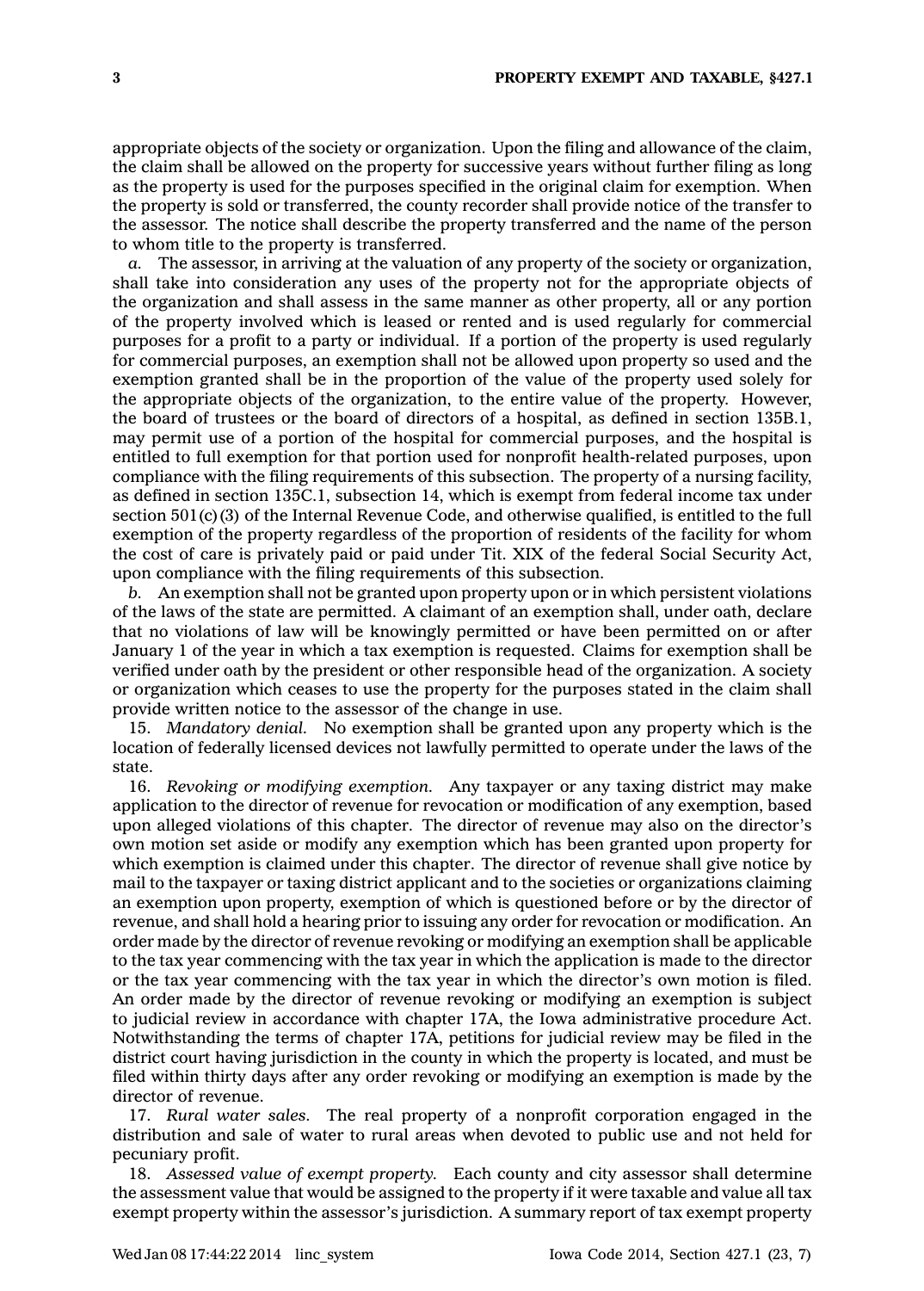appropriate objects of the society or organization. Upon the filing and allowance of the claim, the claim shall be allowed on the property for successive years without further filing as long as the property is used for the purposes specified in the original claim for exemption. When the property is sold or transferred, the county recorder shall provide notice of the transfer to the assessor. The notice shall describe the property transferred and the name of the person to whom title to the property is transferred.

*a.* The assessor, in arriving at the valuation of any property of the society or organization, shall take into consideration any uses of the property not for the appropriate objects of the organization and shall assess in the same manner as other property, all or any portion of the property involved which is leased or rented and is used regularly for commercial purposes for a profit to a party or individual. If a portion of the property is used regularly for commercial purposes, an exemption shall not be allowed upon property so used and the exemption granted shall be in the proportion of the value of the property used solely for the appropriate objects of the organization, to the entire value of the property. However, the board of trustees or the board of directors of a hospital, as defined in section 135B.1, may permit use of a portion of the hospital for commercial purposes, and the hospital is entitled to full exemption for that portion used for nonprofit health-related purposes, upon compliance with the filing requirements of this subsection. The property of a nursing facility, as defined in section 135C.1, subsection 14, which is exempt from federal income tax under section 501(c)(3) of the Internal Revenue Code, and otherwise qualified, is entitled to the full exemption of the property regardless of the proportion of residents of the facility for whom the cost of care is privately paid or paid under Tit. XIX of the federal Social Security Act, upon compliance with the filing requirements of this subsection.

*b.* An exemption shall not be granted upon property upon or in which persistent violations of the laws of the state are permitted. A claimant of an exemption shall, under oath, declare that no violations of law will be knowingly permitted or have been permitted on or after January 1 of the year in which a tax exemption is requested. Claims for exemption shall be verified under oath by the president or other responsible head of the organization. A society or organization which ceases to use the property for the purposes stated in the claim shall provide written notice to the assessor of the change in use.

15. *Mandatory denial.* No exemption shall be granted upon any property which is the location of federally licensed devices not lawfully permitted to operate under the laws of the state.

16. *Revoking or modifying exemption.* Any taxpayer or any taxing district may make application to the director of revenue for revocation or modification of any exemption, based upon alleged violations of this chapter. The director of revenue may also on the director's own motion set aside or modify any exemption which has been granted upon property for which exemption is claimed under this chapter. The director of revenue shall give notice by mail to the taxpayer or taxing district applicant and to the societies or organizations claiming an exemption upon property, exemption of which is questioned before or by the director of revenue, and shall hold a hearing prior to issuing any order for revocation or modification. An order made by the director of revenue revoking or modifying an exemption shall be applicable to the tax year commencing with the tax year in which the application is made to the director or the tax year commencing with the tax year in which the director's own motion is filed. An order made by the director of revenue revoking or modifying an exemption is subject to judicial review in accordance with chapter 17A, the Iowa administrative procedure Act. Notwithstanding the terms of chapter 17A, petitions for judicial review may be filed in the district court having jurisdiction in the county in which the property is located, and must be filed within thirty days after any order revoking or modifying an exemption is made by the director of revenue.

17. *Rural water sales.* The real property of a nonprofit corporation engaged in the distribution and sale of water to rural areas when devoted to public use and not held for pecuniary profit.

18. *Assessed value of exempt property.* Each county and city assessor shall determine the assessment value that would be assigned to the property if it were taxable and value all tax exempt property within the assessor's jurisdiction. A summary report of tax exempt property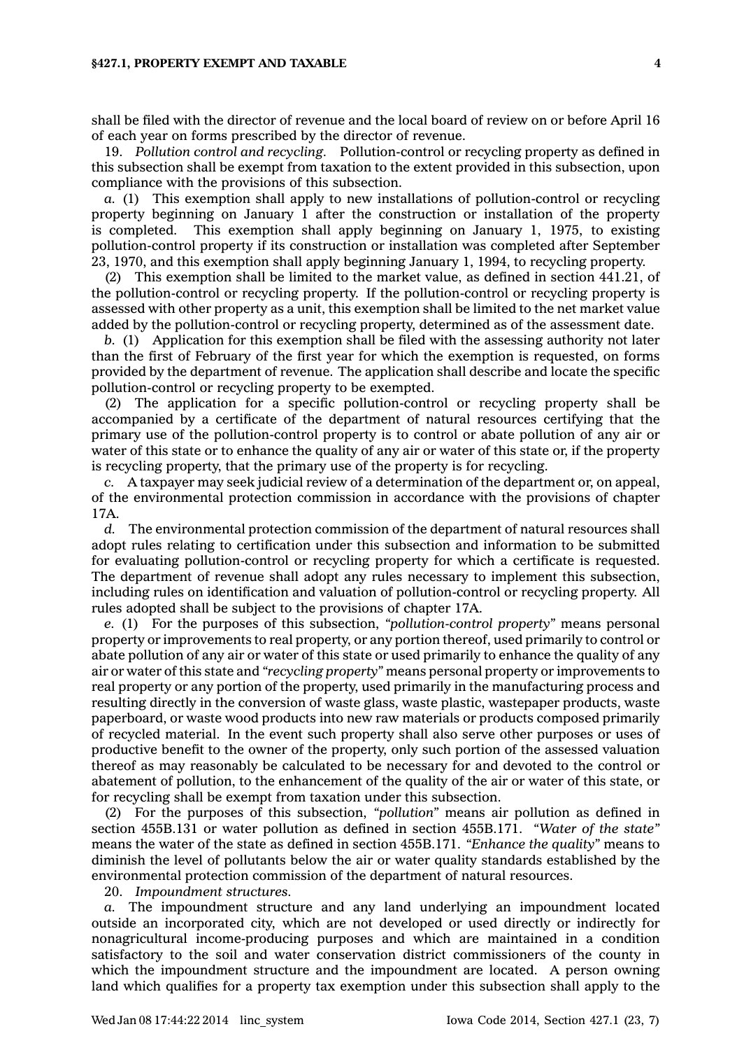shall be filed with the director of revenue and the local board of review on or before April 16 of each year on forms prescribed by the director of revenue.

19. *Pollution control and recycling.* Pollution-control or recycling property as defined in this subsection shall be exempt from taxation to the extent provided in this subsection, upon compliance with the provisions of this subsection.

*a.* (1) This exemption shall apply to new installations of pollution-control or recycling property beginning on January 1 after the construction or installation of the property is completed. This exemption shall apply beginning on January 1, 1975, to existing pollution-control property if its construction or installation was completed after September 23, 1970, and this exemption shall apply beginning January 1, 1994, to recycling property.

(2) This exemption shall be limited to the market value, as defined in section 441.21, of the pollution-control or recycling property. If the pollution-control or recycling property is assessed with other property as a unit, this exemption shall be limited to the net market value added by the pollution-control or recycling property, determined as of the assessment date.

*b.* (1) Application for this exemption shall be filed with the assessing authority not later than the first of February of the first year for which the exemption is requested, on forms provided by the department of revenue. The application shall describe and locate the specific pollution-control or recycling property to be exempted.

(2) The application for a specific pollution-control or recycling property shall be accompanied by a certificate of the department of natural resources certifying that the primary use of the pollution-control property is to control or abate pollution of any air or water of this state or to enhance the quality of any air or water of this state or, if the property is recycling property, that the primary use of the property is for recycling.

*c.* A taxpayer may seek judicial review of a determination of the department or, on appeal, of the environmental protection commission in accordance with the provisions of chapter 17A.

*d.* The environmental protection commission of the department of natural resources shall adopt rules relating to certification under this subsection and information to be submitted for evaluating pollution-control or recycling property for which a certificate is requested. The department of revenue shall adopt any rules necessary to implement this subsection, including rules on identification and valuation of pollution-control or recycling property. All rules adopted shall be subject to the provisions of chapter 17A.

*e.* (1) For the purposes of this subsection, *"pollution-control property"* means personal property or improvements to real property, or any portion thereof, used primarily to control or abate pollution of any air or water of this state or used primarily to enhance the quality of any air or water of this state and *"recycling property"* means personal property or improvements to real property or any portion of the property, used primarily in the manufacturing process and resulting directly in the conversion of waste glass, waste plastic, wastepaper products, waste paperboard, or waste wood products into new raw materials or products composed primarily of recycled material. In the event such property shall also serve other purposes or uses of productive benefit to the owner of the property, only such portion of the assessed valuation thereof as may reasonably be calculated to be necessary for and devoted to the control or abatement of pollution, to the enhancement of the quality of the air or water of this state, or for recycling shall be exempt from taxation under this subsection.

(2) For the purposes of this subsection, *"pollution"* means air pollution as defined in section 455B.131 or water pollution as defined in section 455B.171. *"Water of the state"* means the water of the state as defined in section 455B.171. *"Enhance the quality"* means to diminish the level of pollutants below the air or water quality standards established by the environmental protection commission of the department of natural resources.

20. *Impoundment structures.*

*a.* The impoundment structure and any land underlying an impoundment located outside an incorporated city, which are not developed or used directly or indirectly for nonagricultural income-producing purposes and which are maintained in a condition satisfactory to the soil and water conservation district commissioners of the county in which the impoundment structure and the impoundment are located. A person owning land which qualifies for a property tax exemption under this subsection shall apply to the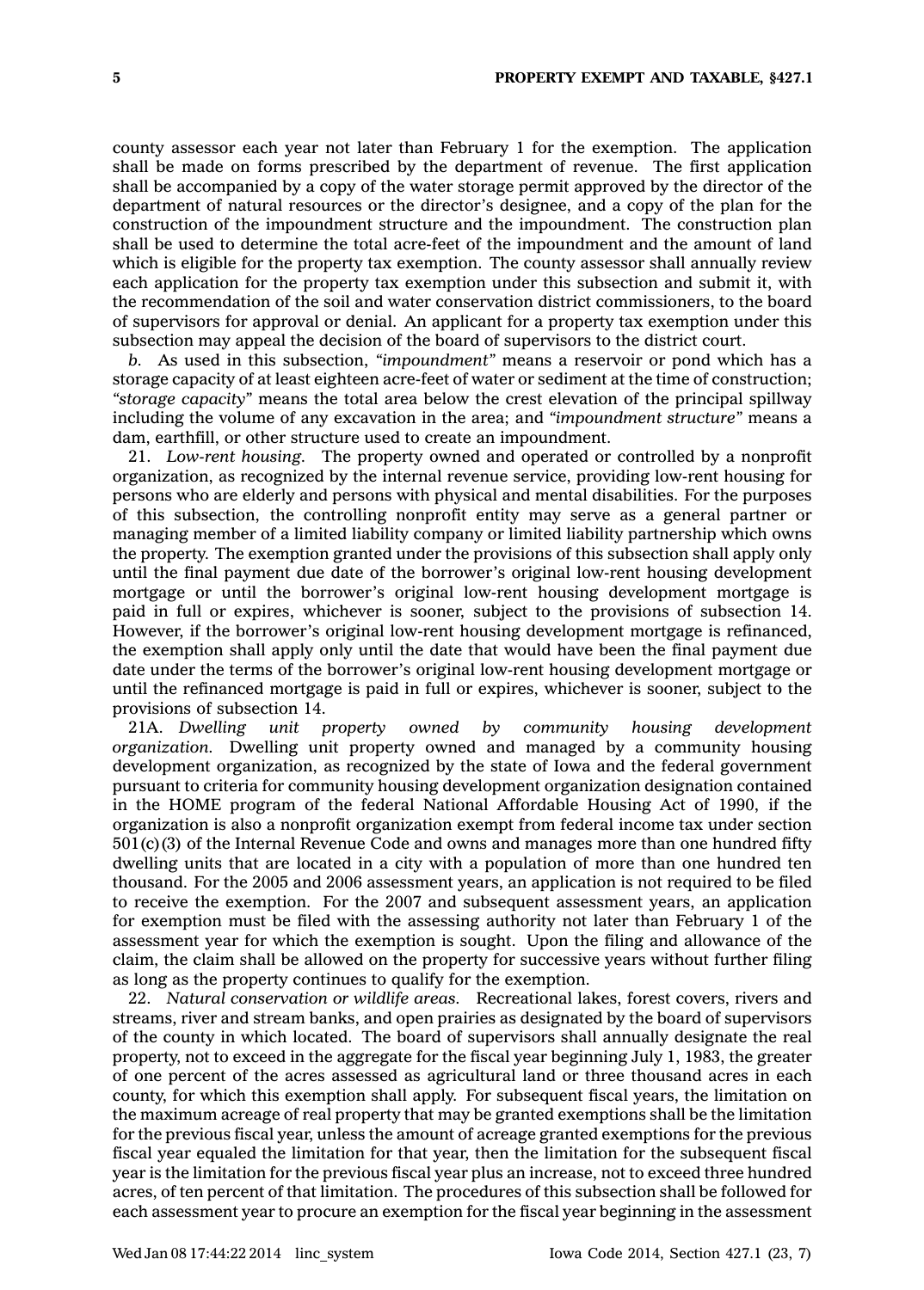county assessor each year not later than February 1 for the exemption. The application shall be made on forms prescribed by the department of revenue. The first application shall be accompanied by a copy of the water storage permit approved by the director of the department of natural resources or the director's designee, and a copy of the plan for the construction of the impoundment structure and the impoundment. The construction plan shall be used to determine the total acre-feet of the impoundment and the amount of land which is eligible for the property tax exemption. The county assessor shall annually review each application for the property tax exemption under this subsection and submit it, with the recommendation of the soil and water conservation district commissioners, to the board of supervisors for approval or denial. An applicant for a property tax exemption under this subsection may appeal the decision of the board of supervisors to the district court.

*b.* As used in this subsection, *"impoundment"* means a reservoir or pond which has a storage capacity of at least eighteen acre-feet of water or sediment at the time of construction; *"storage capacity"* means the total area below the crest elevation of the principal spillway including the volume of any excavation in the area; and *"impoundment structure"* means a dam, earthfill, or other structure used to create an impoundment.

21. *Low-rent housing.* The property owned and operated or controlled by a nonprofit organization, as recognized by the internal revenue service, providing low-rent housing for persons who are elderly and persons with physical and mental disabilities. For the purposes of this subsection, the controlling nonprofit entity may serve as a general partner or managing member of a limited liability company or limited liability partnership which owns the property. The exemption granted under the provisions of this subsection shall apply only until the final payment due date of the borrower's original low-rent housing development mortgage or until the borrower's original low-rent housing development mortgage is paid in full or expires, whichever is sooner, subject to the provisions of subsection 14. However, if the borrower's original low-rent housing development mortgage is refinanced, the exemption shall apply only until the date that would have been the final payment due date under the terms of the borrower's original low-rent housing development mortgage or until the refinanced mortgage is paid in full or expires, whichever is sooner, subject to the provisions of subsection 14.

21A. *Dwelling unit property owned by community housing development organization.* Dwelling unit property owned and managed by a community housing development organization, as recognized by the state of Iowa and the federal government pursuant to criteria for community housing development organization designation contained in the HOME program of the federal National Affordable Housing Act of 1990, if the organization is also a nonprofit organization exempt from federal income tax under section 501(c)(3) of the Internal Revenue Code and owns and manages more than one hundred fifty dwelling units that are located in a city with a population of more than one hundred ten thousand. For the 2005 and 2006 assessment years, an application is not required to be filed to receive the exemption. For the 2007 and subsequent assessment years, an application for exemption must be filed with the assessing authority not later than February 1 of the assessment year for which the exemption is sought. Upon the filing and allowance of the claim, the claim shall be allowed on the property for successive years without further filing as long as the property continues to qualify for the exemption.

22. *Natural conservation or wildlife areas.* Recreational lakes, forest covers, rivers and streams, river and stream banks, and open prairies as designated by the board of supervisors of the county in which located. The board of supervisors shall annually designate the real property, not to exceed in the aggregate for the fiscal year beginning July 1, 1983, the greater of one percent of the acres assessed as agricultural land or three thousand acres in each county, for which this exemption shall apply. For subsequent fiscal years, the limitation on the maximum acreage of real property that may be granted exemptions shall be the limitation for the previous fiscal year, unless the amount of acreage granted exemptions for the previous fiscal year equaled the limitation for that year, then the limitation for the subsequent fiscal year is the limitation for the previous fiscal year plus an increase, not to exceed three hundred acres, of ten percent of that limitation. The procedures of this subsection shall be followed for each assessment year to procure an exemption for the fiscal year beginning in the assessment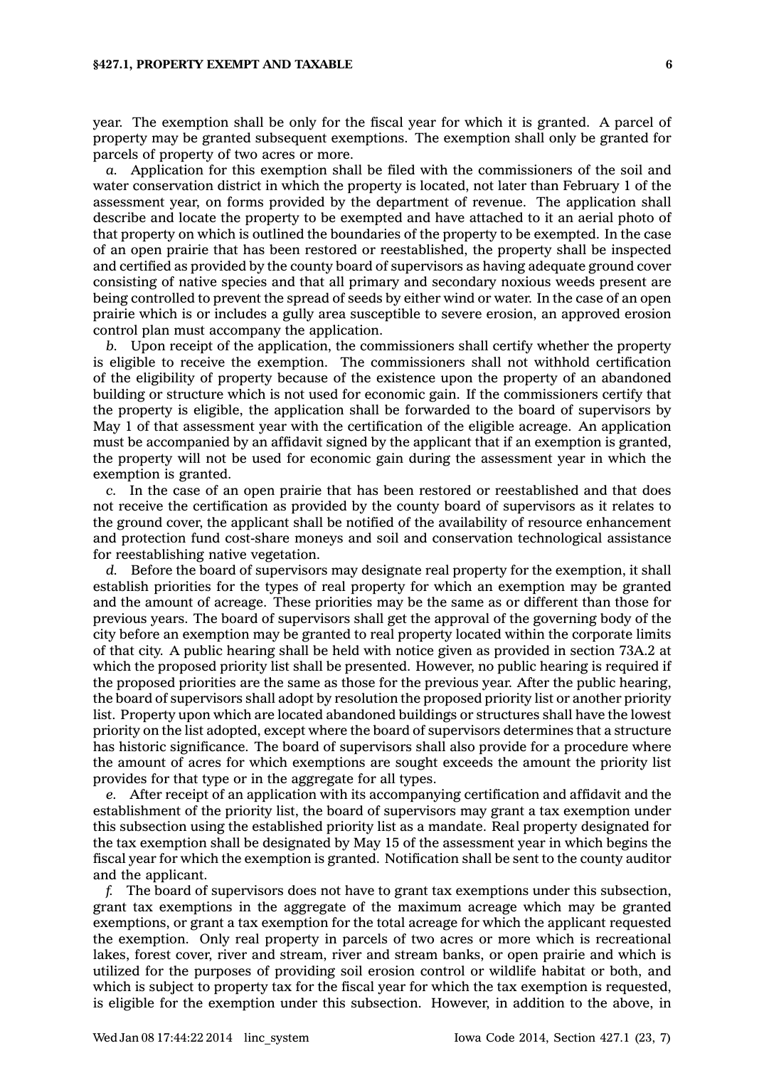year. The exemption shall be only for the fiscal year for which it is granted. A parcel of property may be granted subsequent exemptions. The exemption shall only be granted for parcels of property of two acres or more.

*a.* Application for this exemption shall be filed with the commissioners of the soil and water conservation district in which the property is located, not later than February 1 of the assessment year, on forms provided by the department of revenue. The application shall describe and locate the property to be exempted and have attached to it an aerial photo of that property on which is outlined the boundaries of the property to be exempted. In the case of an open prairie that has been restored or reestablished, the property shall be inspected and certified as provided by the county board of supervisors as having adequate ground cover consisting of native species and that all primary and secondary noxious weeds present are being controlled to prevent the spread of seeds by either wind or water. In the case of an open prairie which is or includes a gully area susceptible to severe erosion, an approved erosion control plan must accompany the application.

*b.* Upon receipt of the application, the commissioners shall certify whether the property is eligible to receive the exemption. The commissioners shall not withhold certification of the eligibility of property because of the existence upon the property of an abandoned building or structure which is not used for economic gain. If the commissioners certify that the property is eligible, the application shall be forwarded to the board of supervisors by May 1 of that assessment year with the certification of the eligible acreage. An application must be accompanied by an affidavit signed by the applicant that if an exemption is granted, the property will not be used for economic gain during the assessment year in which the exemption is granted.

*c.* In the case of an open prairie that has been restored or reestablished and that does not receive the certification as provided by the county board of supervisors as it relates to the ground cover, the applicant shall be notified of the availability of resource enhancement and protection fund cost-share moneys and soil and conservation technological assistance for reestablishing native vegetation.

*d.* Before the board of supervisors may designate real property for the exemption, it shall establish priorities for the types of real property for which an exemption may be granted and the amount of acreage. These priorities may be the same as or different than those for previous years. The board of supervisors shall get the approval of the governing body of the city before an exemption may be granted to real property located within the corporate limits of that city. A public hearing shall be held with notice given as provided in section 73A.2 at which the proposed priority list shall be presented. However, no public hearing is required if the proposed priorities are the same as those for the previous year. After the public hearing, the board of supervisors shall adopt by resolution the proposed priority list or another priority list. Property upon which are located abandoned buildings or structures shall have the lowest priority on the list adopted, except where the board of supervisors determines that a structure has historic significance. The board of supervisors shall also provide for a procedure where the amount of acres for which exemptions are sought exceeds the amount the priority list provides for that type or in the aggregate for all types.

*e.* After receipt of an application with its accompanying certification and affidavit and the establishment of the priority list, the board of supervisors may grant a tax exemption under this subsection using the established priority list as a mandate. Real property designated for the tax exemption shall be designated by May 15 of the assessment year in which begins the fiscal year for which the exemption is granted. Notification shall be sent to the county auditor and the applicant.

*f.* The board of supervisors does not have to grant tax exemptions under this subsection, grant tax exemptions in the aggregate of the maximum acreage which may be granted exemptions, or grant a tax exemption for the total acreage for which the applicant requested the exemption. Only real property in parcels of two acres or more which is recreational lakes, forest cover, river and stream, river and stream banks, or open prairie and which is utilized for the purposes of providing soil erosion control or wildlife habitat or both, and which is subject to property tax for the fiscal year for which the tax exemption is requested, is eligible for the exemption under this subsection. However, in addition to the above, in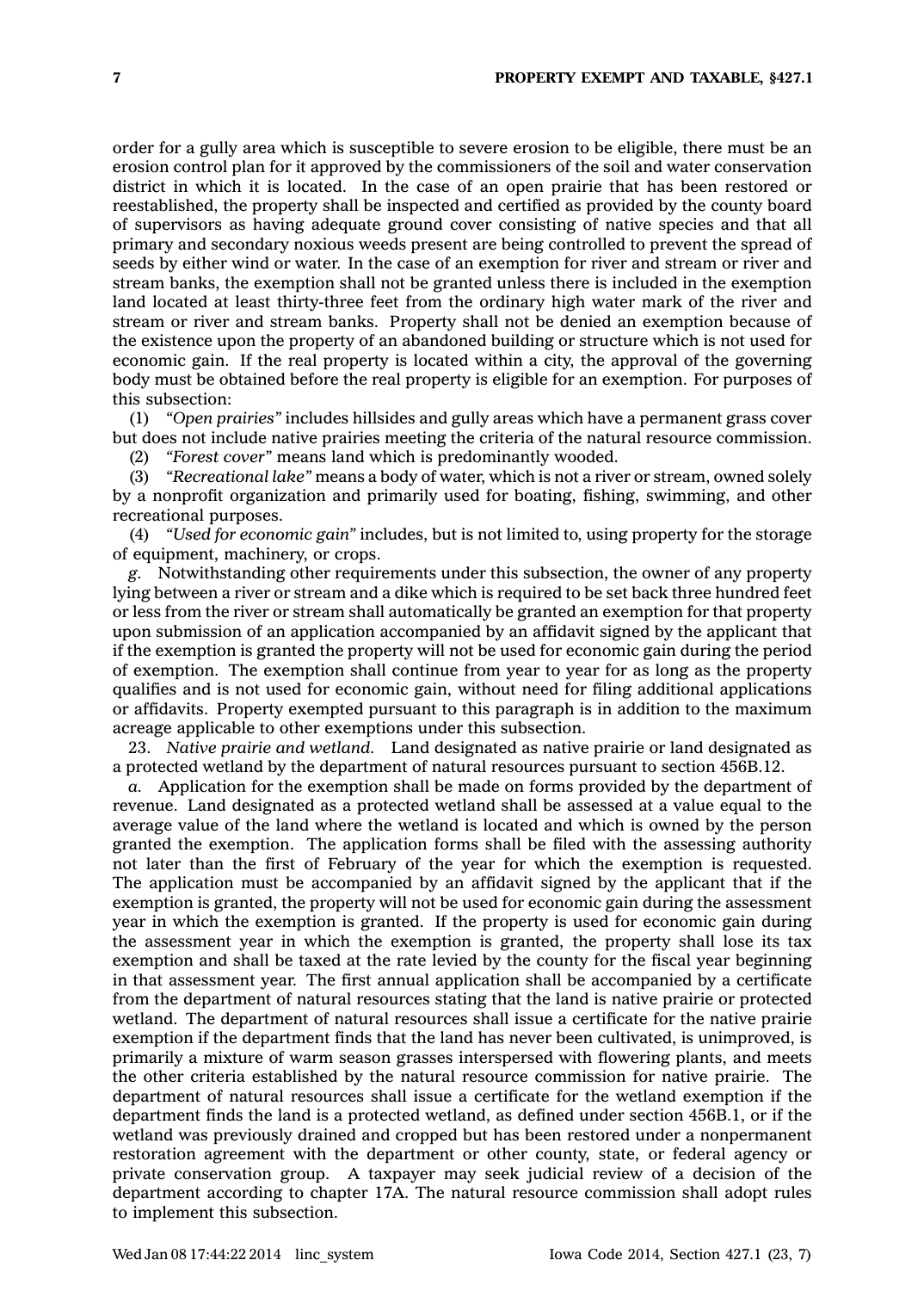order for a gully area which is susceptible to severe erosion to be eligible, there must be an erosion control plan for it approved by the commissioners of the soil and water conservation district in which it is located. In the case of an open prairie that has been restored or reestablished, the property shall be inspected and certified as provided by the county board of supervisors as having adequate ground cover consisting of native species and that all primary and secondary noxious weeds present are being controlled to prevent the spread of seeds by either wind or water. In the case of an exemption for river and stream or river and stream banks, the exemption shall not be granted unless there is included in the exemption land located at least thirty-three feet from the ordinary high water mark of the river and stream or river and stream banks. Property shall not be denied an exemption because of the existence upon the property of an abandoned building or structure which is not used for economic gain. If the real property is located within a city, the approval of the governing body must be obtained before the real property is eligible for an exemption. For purposes of this subsection:

(1) *"Open prairies"* includes hillsides and gully areas which have a permanent grass cover but does not include native prairies meeting the criteria of the natural resource commission.

(2) *"Forest cover"* means land which is predominantly wooded.

(3) *"Recreational lake"* means a body of water, which is not a river or stream, owned solely by a nonprofit organization and primarily used for boating, fishing, swimming, and other recreational purposes.

(4) *"Used for economic gain"* includes, but is not limited to, using property for the storage of equipment, machinery, or crops.

*g.* Notwithstanding other requirements under this subsection, the owner of any property lying between a river or stream and a dike which is required to be set back three hundred feet or less from the river or stream shall automatically be granted an exemption for that property upon submission of an application accompanied by an affidavit signed by the applicant that if the exemption is granted the property will not be used for economic gain during the period of exemption. The exemption shall continue from year to year for as long as the property qualifies and is not used for economic gain, without need for filing additional applications or affidavits. Property exempted pursuant to this paragraph is in addition to the maximum acreage applicable to other exemptions under this subsection.

23. *Native prairie and wetland.* Land designated as native prairie or land designated as a protected wetland by the department of natural resources pursuant to section 456B.12.

*a.* Application for the exemption shall be made on forms provided by the department of revenue. Land designated as a protected wetland shall be assessed at a value equal to the average value of the land where the wetland is located and which is owned by the person granted the exemption. The application forms shall be filed with the assessing authority not later than the first of February of the year for which the exemption is requested. The application must be accompanied by an affidavit signed by the applicant that if the exemption is granted, the property will not be used for economic gain during the assessment year in which the exemption is granted. If the property is used for economic gain during the assessment year in which the exemption is granted, the property shall lose its tax exemption and shall be taxed at the rate levied by the county for the fiscal year beginning in that assessment year. The first annual application shall be accompanied by a certificate from the department of natural resources stating that the land is native prairie or protected wetland. The department of natural resources shall issue a certificate for the native prairie exemption if the department finds that the land has never been cultivated, is unimproved, is primarily a mixture of warm season grasses interspersed with flowering plants, and meets the other criteria established by the natural resource commission for native prairie. The department of natural resources shall issue a certificate for the wetland exemption if the department finds the land is a protected wetland, as defined under section 456B.1, or if the wetland was previously drained and cropped but has been restored under a nonpermanent restoration agreement with the department or other county, state, or federal agency or private conservation group. A taxpayer may seek judicial review of a decision of the department according to chapter 17A. The natural resource commission shall adopt rules to implement this subsection.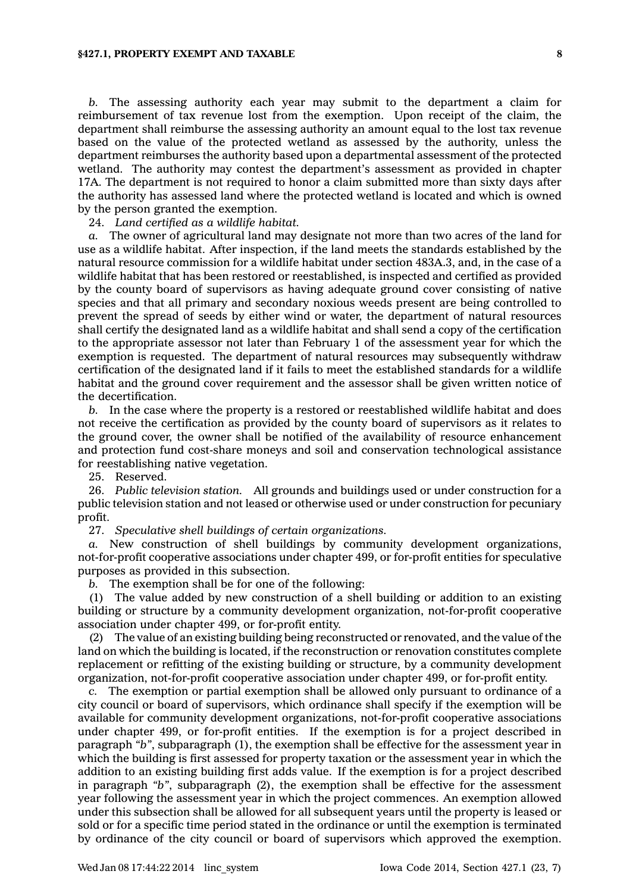*b.* The assessing authority each year may submit to the department a claim for reimbursement of tax revenue lost from the exemption. Upon receipt of the claim, the department shall reimburse the assessing authority an amount equal to the lost tax revenue based on the value of the protected wetland as assessed by the authority, unless the department reimburses the authority based upon a departmental assessment of the protected wetland. The authority may contest the department's assessment as provided in chapter 17A. The department is not required to honor a claim submitted more than sixty days after the authority has assessed land where the protected wetland is located and which is owned by the person granted the exemption.

24. *Land certified as a wildlife habitat.*

*a.* The owner of agricultural land may designate not more than two acres of the land for use as a wildlife habitat. After inspection, if the land meets the standards established by the natural resource commission for a wildlife habitat under section 483A.3, and, in the case of a wildlife habitat that has been restored or reestablished, is inspected and certified as provided by the county board of supervisors as having adequate ground cover consisting of native species and that all primary and secondary noxious weeds present are being controlled to prevent the spread of seeds by either wind or water, the department of natural resources shall certify the designated land as a wildlife habitat and shall send a copy of the certification to the appropriate assessor not later than February 1 of the assessment year for which the exemption is requested. The department of natural resources may subsequently withdraw certification of the designated land if it fails to meet the established standards for a wildlife habitat and the ground cover requirement and the assessor shall be given written notice of the decertification.

*b.* In the case where the property is a restored or reestablished wildlife habitat and does not receive the certification as provided by the county board of supervisors as it relates to the ground cover, the owner shall be notified of the availability of resource enhancement and protection fund cost-share moneys and soil and conservation technological assistance for reestablishing native vegetation.

25. Reserved.

26. *Public television station.* All grounds and buildings used or under construction for a public television station and not leased or otherwise used or under construction for pecuniary profit.

27. *Speculative shell buildings of certain organizations.*

*a.* New construction of shell buildings by community development organizations, not-for-profit cooperative associations under chapter 499, or for-profit entities for speculative purposes as provided in this subsection.

*b.* The exemption shall be for one of the following:

(1) The value added by new construction of a shell building or addition to an existing building or structure by a community development organization, not-for-profit cooperative association under chapter 499, or for-profit entity.

(2) The value of an existing building being reconstructed or renovated, and the value of the land on which the building is located, if the reconstruction or renovation constitutes complete replacement or refitting of the existing building or structure, by a community development organization, not-for-profit cooperative association under chapter 499, or for-profit entity.

*c.* The exemption or partial exemption shall be allowed only pursuant to ordinance of a city council or board of supervisors, which ordinance shall specify if the exemption will be available for community development organizations, not-for-profit cooperative associations under chapter 499, or for-profit entities. If the exemption is for a project described in paragraph "*b*", subparagraph (1), the exemption shall be effective for the assessment year in which the building is first assessed for property taxation or the assessment year in which the addition to an existing building first adds value. If the exemption is for a project described in paragraph "*b*", subparagraph (2), the exemption shall be effective for the assessment year following the assessment year in which the project commences. An exemption allowed under this subsection shall be allowed for all subsequent years until the property is leased or sold or for a specific time period stated in the ordinance or until the exemption is terminated by ordinance of the city council or board of supervisors which approved the exemption.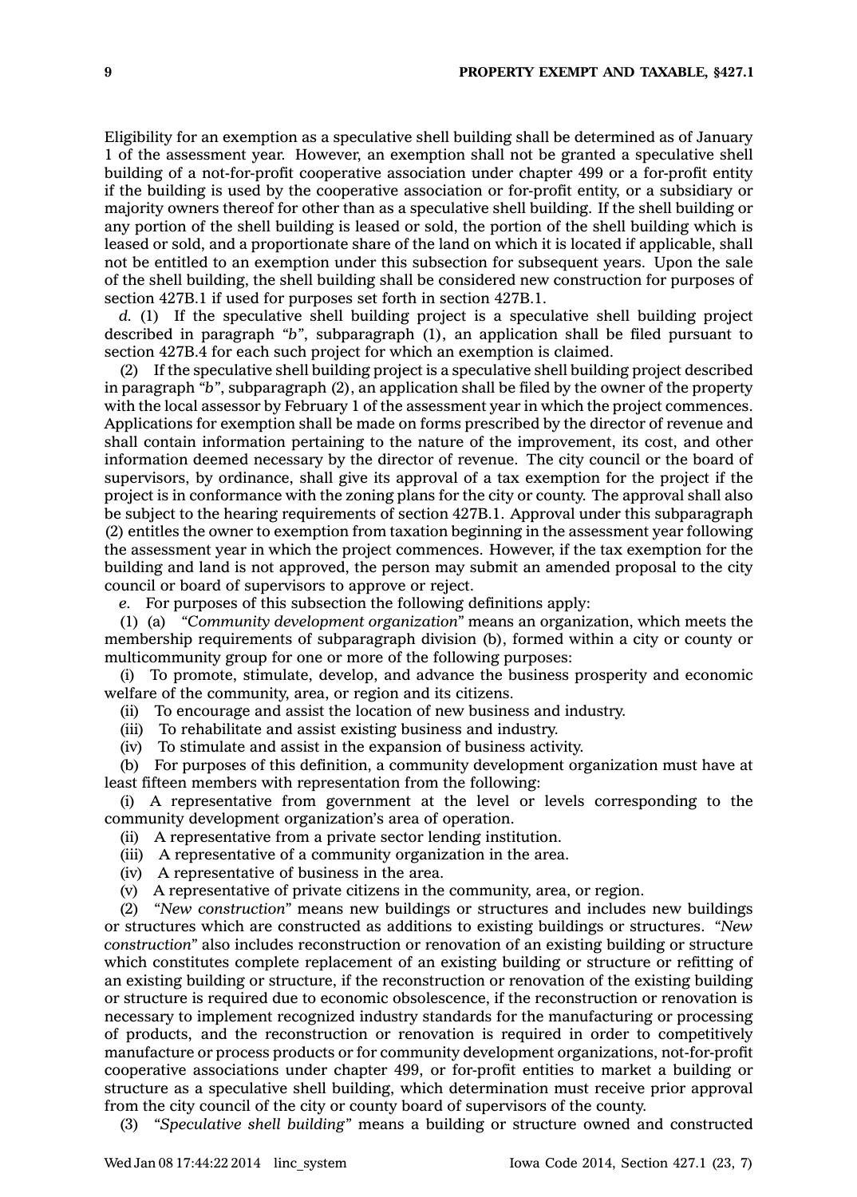Eligibility for an exemption as a speculative shell building shall be determined as of January 1 of the assessment year. However, an exemption shall not be granted a speculative shell building of a not-for-profit cooperative association under chapter 499 or a for-profit entity if the building is used by the cooperative association or for-profit entity, or a subsidiary or majority owners thereof for other than as a speculative shell building. If the shell building or any portion of the shell building is leased or sold, the portion of the shell building which is leased or sold, and a proportionate share of the land on which it is located if applicable, shall not be entitled to an exemption under this subsection for subsequent years. Upon the sale of the shell building, the shell building shall be considered new construction for purposes of section 427B.1 if used for purposes set forth in section 427B.1.

*d.* (1) If the speculative shell building project is a speculative shell building project described in paragraph *"b"*, subparagraph (1), an application shall be filed pursuant to section 427B.4 for each such project for which an exemption is claimed.

(2) If the speculative shell building project is a speculative shell building project described in paragraph *"b"*, subparagraph (2), an application shall be filed by the owner of the property with the local assessor by February 1 of the assessment year in which the project commences. Applications for exemption shall be made on forms prescribed by the director of revenue and shall contain information pertaining to the nature of the improvement, its cost, and other information deemed necessary by the director of revenue. The city council or the board of supervisors, by ordinance, shall give its approval of a tax exemption for the project if the project is in conformance with the zoning plans for the city or county. The approval shall also be subject to the hearing requirements of section 427B.1. Approval under this subparagraph (2) entitles the owner to exemption from taxation beginning in the assessment year following the assessment year in which the project commences. However, if the tax exemption for the building and land is not approved, the person may submit an amended proposal to the city council or board of supervisors to approve or reject.

*e.* For purposes of this subsection the following definitions apply:

(1) (a) *"Community development organization"* means an organization, which meets the membership requirements of subparagraph division (b), formed within a city or county or multicommunity group for one or more of the following purposes:

(i) To promote, stimulate, develop, and advance the business prosperity and economic welfare of the community, area, or region and its citizens.

(ii) To encourage and assist the location of new business and industry.

(iii) To rehabilitate and assist existing business and industry.

(iv) To stimulate and assist in the expansion of business activity.

(b) For purposes of this definition, a community development organization must have at least fifteen members with representation from the following:

(i) A representative from government at the level or levels corresponding to the community development organization's area of operation.

(ii) A representative from a private sector lending institution.

(iii) A representative of a community organization in the area.

(iv) A representative of business in the area.

(v) A representative of private citizens in the community, area, or region.

(2) *"New construction"* means new buildings or structures and includes new buildings or structures which are constructed as additions to existing buildings or structures. *"New construction"* also includes reconstruction or renovation of an existing building or structure which constitutes complete replacement of an existing building or structure or refitting of an existing building or structure, if the reconstruction or renovation of the existing building or structure is required due to economic obsolescence, if the reconstruction or renovation is necessary to implement recognized industry standards for the manufacturing or processing of products, and the reconstruction or renovation is required in order to competitively manufacture or process products or for community development organizations, not-for-profit cooperative associations under chapter 499, or for-profit entities to market a building or structure as a speculative shell building, which determination must receive prior approval from the city council of the city or county board of supervisors of the county.

(3) *"Speculative shell building"* means a building or structure owned and constructed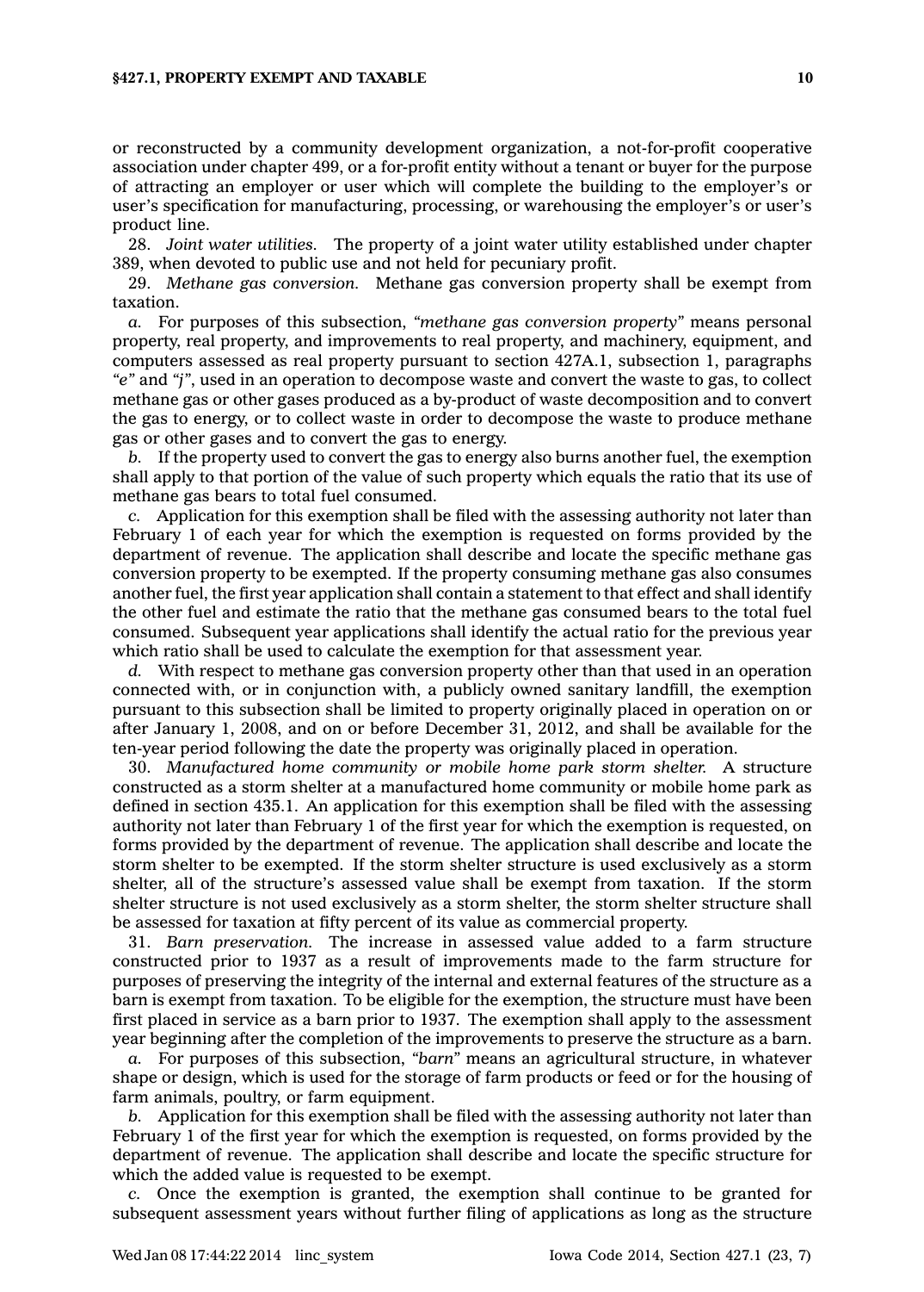or reconstructed by a community development organization, a not-for-profit cooperative association under chapter 499, or a for-profit entity without a tenant or buyer for the purpose of attracting an employer or user which will complete the building to the employer's or user's specification for manufacturing, processing, or warehousing the employer's or user's product line.

28. *Joint water utilities.* The property of a joint water utility established under chapter 389, when devoted to public use and not held for pecuniary profit.

29. *Methane gas conversion.* Methane gas conversion property shall be exempt from taxation.

*a.* For purposes of this subsection, *"methane gas conversion property"* means personal property, real property, and improvements to real property, and machinery, equipment, and computers assessed as real property pursuant to section 427A.1, subsection 1, paragraphs *"e"* and *"j"*, used in an operation to decompose waste and convert the waste to gas, to collect methane gas or other gases produced as a by-product of waste decomposition and to convert the gas to energy, or to collect waste in order to decompose the waste to produce methane gas or other gases and to convert the gas to energy.

*b.* If the property used to convert the gas to energy also burns another fuel, the exemption shall apply to that portion of the value of such property which equals the ratio that its use of methane gas bears to total fuel consumed.

*c.* Application for this exemption shall be filed with the assessing authority not later than February 1 of each year for which the exemption is requested on forms provided by the department of revenue. The application shall describe and locate the specific methane gas conversion property to be exempted. If the property consuming methane gas also consumes another fuel, the first year application shall contain a statement to that effect and shall identify the other fuel and estimate the ratio that the methane gas consumed bears to the total fuel consumed. Subsequent year applications shall identify the actual ratio for the previous year which ratio shall be used to calculate the exemption for that assessment year.

*d.* With respect to methane gas conversion property other than that used in an operation connected with, or in conjunction with, a publicly owned sanitary landfill, the exemption pursuant to this subsection shall be limited to property originally placed in operation on or after January 1, 2008, and on or before December 31, 2012, and shall be available for the ten-year period following the date the property was originally placed in operation.

30. *Manufactured home community or mobile home park storm shelter.* A structure constructed as a storm shelter at a manufactured home community or mobile home park as defined in section 435.1. An application for this exemption shall be filed with the assessing authority not later than February 1 of the first year for which the exemption is requested, on forms provided by the department of revenue. The application shall describe and locate the storm shelter to be exempted. If the storm shelter structure is used exclusively as a storm shelter, all of the structure's assessed value shall be exempt from taxation. If the storm shelter structure is not used exclusively as a storm shelter, the storm shelter structure shall be assessed for taxation at fifty percent of its value as commercial property.

31. *Barn preservation.* The increase in assessed value added to a farm structure constructed prior to 1937 as a result of improvements made to the farm structure for purposes of preserving the integrity of the internal and external features of the structure as a barn is exempt from taxation. To be eligible for the exemption, the structure must have been first placed in service as a barn prior to 1937. The exemption shall apply to the assessment year beginning after the completion of the improvements to preserve the structure as a barn.

*a.* For purposes of this subsection, *"barn"* means an agricultural structure, in whatever shape or design, which is used for the storage of farm products or feed or for the housing of farm animals, poultry, or farm equipment.

*b.* Application for this exemption shall be filed with the assessing authority not later than February 1 of the first year for which the exemption is requested, on forms provided by the department of revenue. The application shall describe and locate the specific structure for which the added value is requested to be exempt.

*c.* Once the exemption is granted, the exemption shall continue to be granted for subsequent assessment years without further filing of applications as long as the structure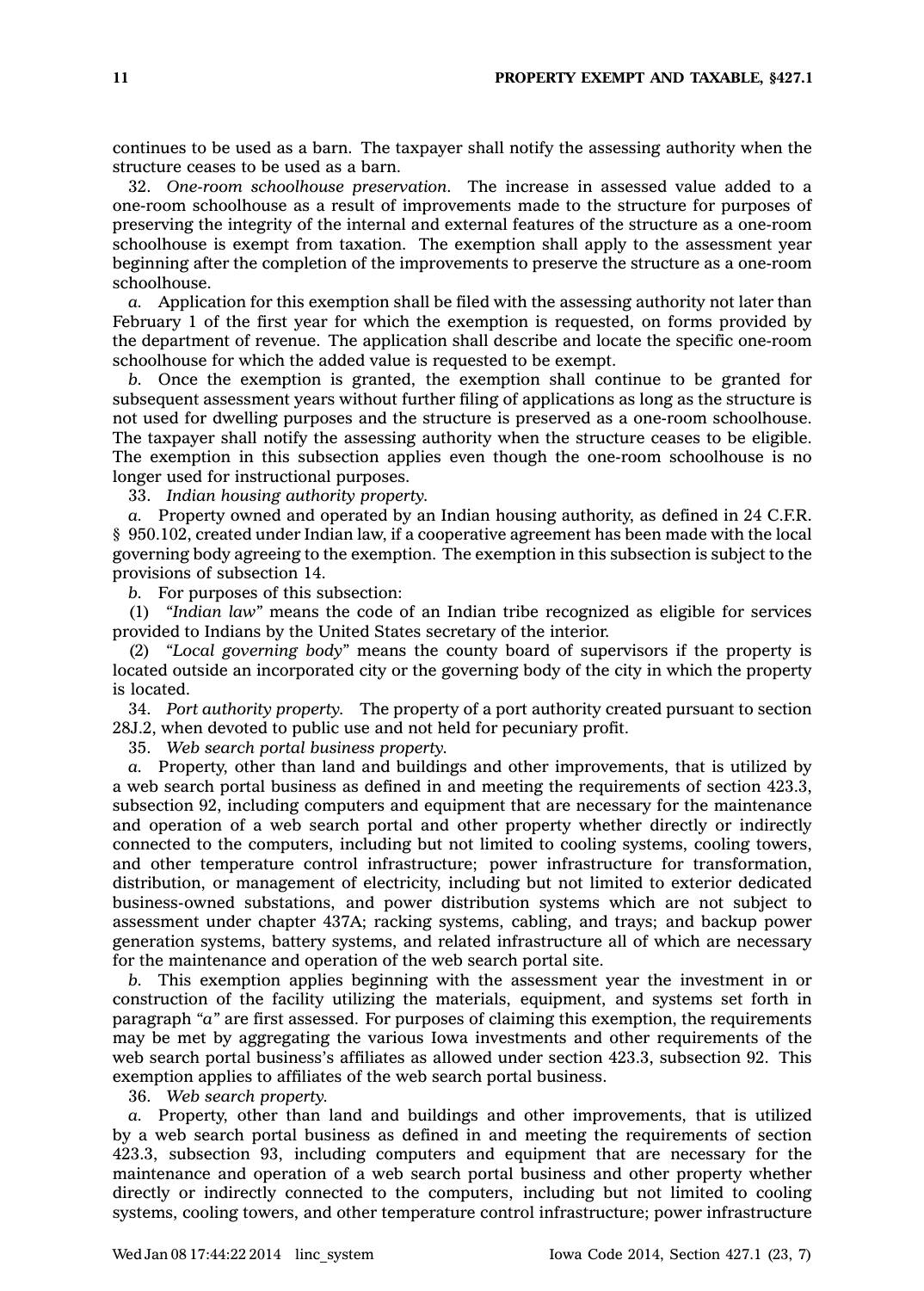continues to be used as a barn. The taxpayer shall notify the assessing authority when the structure ceases to be used as a barn.

32. *One-room schoolhouse preservation.* The increase in assessed value added to a one-room schoolhouse as a result of improvements made to the structure for purposes of preserving the integrity of the internal and external features of the structure as a one-room schoolhouse is exempt from taxation. The exemption shall apply to the assessment year beginning after the completion of the improvements to preserve the structure as a one-room schoolhouse.

*a.* Application for this exemption shall be filed with the assessing authority not later than February 1 of the first year for which the exemption is requested, on forms provided by the department of revenue. The application shall describe and locate the specific one-room schoolhouse for which the added value is requested to be exempt.

*b.* Once the exemption is granted, the exemption shall continue to be granted for subsequent assessment years without further filing of applications as long as the structure is not used for dwelling purposes and the structure is preserved as a one-room schoolhouse. The taxpayer shall notify the assessing authority when the structure ceases to be eligible. The exemption in this subsection applies even though the one-room schoolhouse is no longer used for instructional purposes.

33. *Indian housing authority property.*

*a.* Property owned and operated by an Indian housing authority, as defined in 24 C.F.R. § 950.102, created under Indian law, if a cooperative agreement has been made with the local governing body agreeing to the exemption. The exemption in this subsection is subject to the provisions of subsection 14.

*b.* For purposes of this subsection:

(1) *"Indian law"* means the code of an Indian tribe recognized as eligible for services provided to Indians by the United States secretary of the interior.

(2) *"Local governing body"* means the county board of supervisors if the property is located outside an incorporated city or the governing body of the city in which the property is located.

34. *Port authority property.* The property of a port authority created pursuant to section 28J.2, when devoted to public use and not held for pecuniary profit.

35. *Web search portal business property.*

*a.* Property, other than land and buildings and other improvements, that is utilized by a web search portal business as defined in and meeting the requirements of section 423.3, subsection 92, including computers and equipment that are necessary for the maintenance and operation of a web search portal and other property whether directly or indirectly connected to the computers, including but not limited to cooling systems, cooling towers, and other temperature control infrastructure; power infrastructure for transformation, distribution, or management of electricity, including but not limited to exterior dedicated business-owned substations, and power distribution systems which are not subject to assessment under chapter 437A; racking systems, cabling, and trays; and backup power generation systems, battery systems, and related infrastructure all of which are necessary for the maintenance and operation of the web search portal site.

*b.* This exemption applies beginning with the assessment year the investment in or construction of the facility utilizing the materials, equipment, and systems set forth in paragraph *"a"* are first assessed. For purposes of claiming this exemption, the requirements may be met by aggregating the various Iowa investments and other requirements of the web search portal business's affiliates as allowed under section 423.3, subsection 92. This exemption applies to affiliates of the web search portal business.

36. *Web search property.*

*a.* Property, other than land and buildings and other improvements, that is utilized by a web search portal business as defined in and meeting the requirements of section 423.3, subsection 93, including computers and equipment that are necessary for the maintenance and operation of a web search portal business and other property whether directly or indirectly connected to the computers, including but not limited to cooling systems, cooling towers, and other temperature control infrastructure; power infrastructure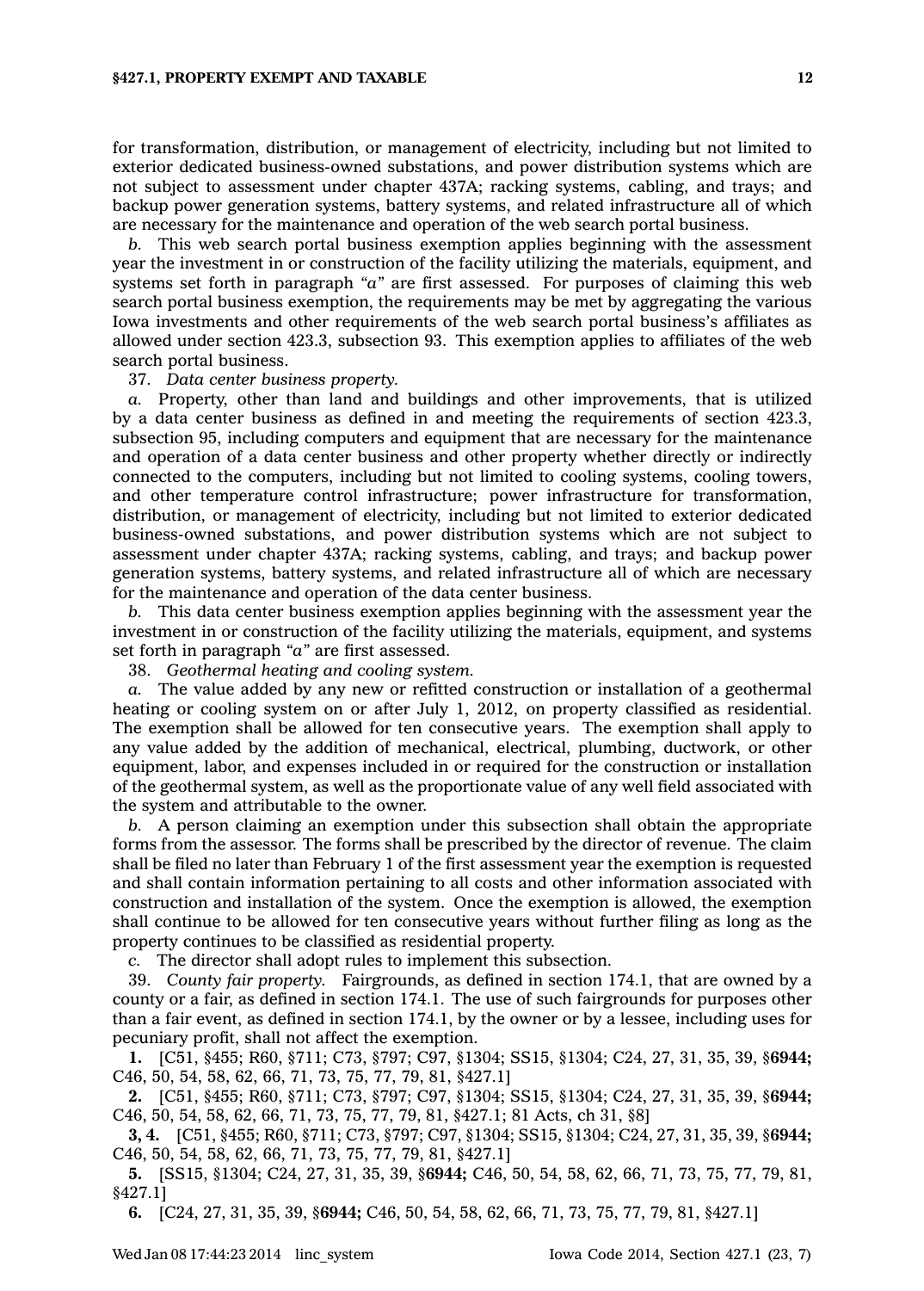for transformation, distribution, or management of electricity, including but not limited to exterior dedicated business-owned substations, and power distribution systems which are not subject to assessment under chapter 437A; racking systems, cabling, and trays; and backup power generation systems, battery systems, and related infrastructure all of which are necessary for the maintenance and operation of the web search portal business.

*b.* This web search portal business exemption applies beginning with the assessment year the investment in or construction of the facility utilizing the materials, equipment, and systems set forth in paragraph *"a"* are first assessed. For purposes of claiming this web search portal business exemption, the requirements may be met by aggregating the various Iowa investments and other requirements of the web search portal business's affiliates as allowed under section 423.3, subsection 93. This exemption applies to affiliates of the web search portal business.

37. *Data center business property.*

*a.* Property, other than land and buildings and other improvements, that is utilized by a data center business as defined in and meeting the requirements of section 423.3, subsection 95, including computers and equipment that are necessary for the maintenance and operation of a data center business and other property whether directly or indirectly connected to the computers, including but not limited to cooling systems, cooling towers, and other temperature control infrastructure; power infrastructure for transformation, distribution, or management of electricity, including but not limited to exterior dedicated business-owned substations, and power distribution systems which are not subject to assessment under chapter 437A; racking systems, cabling, and trays; and backup power generation systems, battery systems, and related infrastructure all of which are necessary for the maintenance and operation of the data center business.

*b.* This data center business exemption applies beginning with the assessment year the investment in or construction of the facility utilizing the materials, equipment, and systems set forth in paragraph *"a"* are first assessed.

38. *Geothermal heating and cooling system.*

*a.* The value added by any new or refitted construction or installation of a geothermal heating or cooling system on or after July 1, 2012, on property classified as residential. The exemption shall be allowed for ten consecutive years. The exemption shall apply to any value added by the addition of mechanical, electrical, plumbing, ductwork, or other equipment, labor, and expenses included in or required for the construction or installation of the geothermal system, as well as the proportionate value of any well field associated with the system and attributable to the owner.

*b.* A person claiming an exemption under this subsection shall obtain the appropriate forms from the assessor. The forms shall be prescribed by the director of revenue. The claim shall be filed no later than February 1 of the first assessment year the exemption is requested and shall contain information pertaining to all costs and other information associated with construction and installation of the system. Once the exemption is allowed, the exemption shall continue to be allowed for ten consecutive years without further filing as long as the property continues to be classified as residential property.

*c.* The director shall adopt rules to implement this subsection.

39. *County fair property.* Fairgrounds, as defined in section 174.1, that are owned by a county or a fair, as defined in section 174.1. The use of such fairgrounds for purposes other than a fair event, as defined in section 174.1, by the owner or by a lessee, including uses for pecuniary profit, shall not affect the exemption.

**1.** [C51, §455; R60, §711; C73, §797; C97, §1304; SS15, §1304; C24, 27, 31, 35, 39, §**6944;** C46, 50, 54, 58, 62, 66, 71, 73, 75, 77, 79, 81, §427.1]

**2.** [C51, §455; R60, §711; C73, §797; C97, §1304; SS15, §1304; C24, 27, 31, 35, 39, §**6944;** C46, 50, 54, 58, 62, 66, 71, 73, 75, 77, 79, 81, §427.1; 81 Acts, ch 31, §8]

**3, 4.** [C51, §455; R60, §711; C73, §797; C97, §1304; SS15, §1304; C24, 27, 31, 35, 39, §**6944;** C46, 50, 54, 58, 62, 66, 71, 73, 75, 77, 79, 81, §427.1]

**5.** [SS15, §1304; C24, 27, 31, 35, 39, §**6944;** C46, 50, 54, 58, 62, 66, 71, 73, 75, 77, 79, 81, §427.1]

**6.** [C24, 27, 31, 35, 39, §**6944;** C46, 50, 54, 58, 62, 66, 71, 73, 75, 77, 79, 81, §427.1]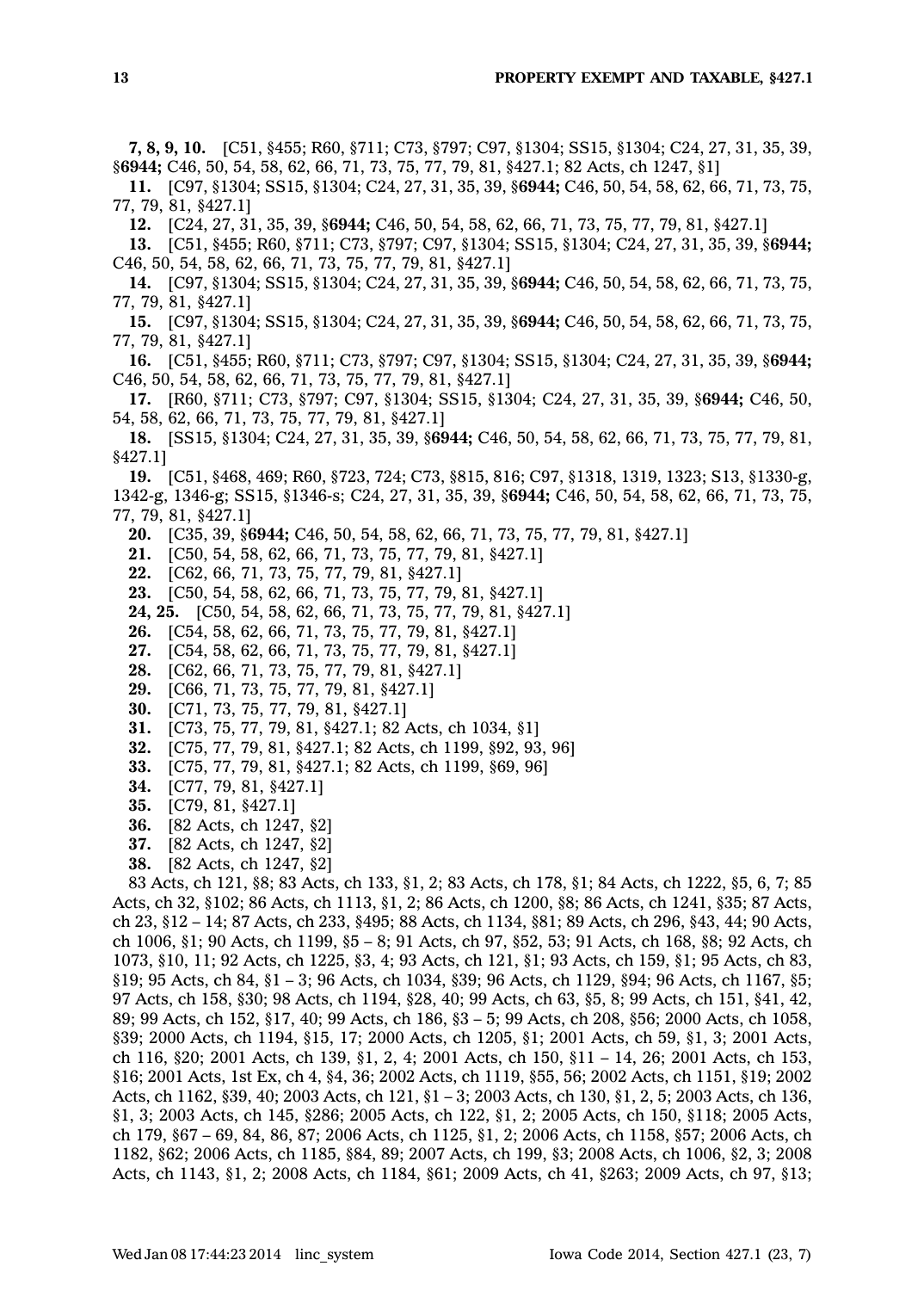**7, 8, 9, 10.** [C51, §455; R60, §711; C73, §797; C97, §1304; SS15, §1304; C24, 27, 31, 35, 39, §**6944;** C46, 50, 54, 58, 62, 66, 71, 73, 75, 77, 79, 81, §427.1; 82 Acts, ch 1247, §1]

**11.** [C97, §1304; SS15, §1304; C24, 27, 31, 35, 39, §**6944;** C46, 50, 54, 58, 62, 66, 71, 73, 75, 77, 79, 81, §427.1]

**12.** [C24, 27, 31, 35, 39, §**6944;** C46, 50, 54, 58, 62, 66, 71, 73, 75, 77, 79, 81, §427.1]

**13.** [C51, §455; R60, §711; C73, §797; C97, §1304; SS15, §1304; C24, 27, 31, 35, 39, §**6944;** C46, 50, 54, 58, 62, 66, 71, 73, 75, 77, 79, 81, §427.1]

**14.** [C97, §1304; SS15, §1304; C24, 27, 31, 35, 39, §**6944;** C46, 50, 54, 58, 62, 66, 71, 73, 75, 77, 79, 81, §427.1]

**15.** [C97, §1304; SS15, §1304; C24, 27, 31, 35, 39, §**6944;** C46, 50, 54, 58, 62, 66, 71, 73, 75, 77, 79, 81, §427.1]

**16.** [C51, §455; R60, §711; C73, §797; C97, §1304; SS15, §1304; C24, 27, 31, 35, 39, §**6944;** C46, 50, 54, 58, 62, 66, 71, 73, 75, 77, 79, 81, §427.1]

**17.** [R60, §711; C73, §797; C97, §1304; SS15, §1304; C24, 27, 31, 35, 39, §**6944;** C46, 50, 54, 58, 62, 66, 71, 73, 75, 77, 79, 81, §427.1]

**18.** [SS15, §1304; C24, 27, 31, 35, 39, §**6944;** C46, 50, 54, 58, 62, 66, 71, 73, 75, 77, 79, 81, §427.1]

**19.** [C51, §468, 469; R60, §723, 724; C73, §815, 816; C97, §1318, 1319, 1323; S13, §1330-g, 1342-g, 1346-g; SS15, §1346-s; C24, 27, 31, 35, 39, §**6944;** C46, 50, 54, 58, 62, 66, 71, 73, 75, 77, 79, 81, §427.1]

**20.** [C35, 39, §**6944;** C46, 50, 54, 58, 62, 66, 71, 73, 75, 77, 79, 81, §427.1]

**21.** [C50, 54, 58, 62, 66, 71, 73, 75, 77, 79, 81, §427.1]

**22.** [C62, 66, 71, 73, 75, 77, 79, 81, §427.1]

**23.** [C50, 54, 58, 62, 66, 71, 73, 75, 77, 79, 81, §427.1]

**24, 25.** [C50, 54, 58, 62, 66, 71, 73, 75, 77, 79, 81, §427.1]

**26.** [C54, 58, 62, 66, 71, 73, 75, 77, 79, 81, §427.1]

**27.** [C54, 58, 62, 66, 71, 73, 75, 77, 79, 81, §427.1]

**28.** [C62, 66, 71, 73, 75, 77, 79, 81, §427.1]

**29.** [C66, 71, 73, 75, 77, 79, 81, §427.1]

**30.** [C71, 73, 75, 77, 79, 81, §427.1]

**31.** [C73, 75, 77, 79, 81, §427.1; 82 Acts, ch 1034, §1]

**32.** [C75, 77, 79, 81, §427.1; 82 Acts, ch 1199, §92, 93, 96]

**33.** [C75, 77, 79, 81, §427.1; 82 Acts, ch 1199, §69, 96]

**34.** [C77, 79, 81, §427.1]

**35.** [C79, 81, §427.1]

**36.** [82 Acts, ch 1247, §2]

**37.** [82 Acts, ch 1247, §2]

**38.** [82 Acts, ch 1247, §2]

83 Acts, ch 121, §8; 83 Acts, ch 133, §1, 2; 83 Acts, ch 178, §1; 84 Acts, ch 1222, §5, 6, 7; 85 Acts, ch 32, §102; 86 Acts, ch 1113, §1, 2; 86 Acts, ch 1200, §8; 86 Acts, ch 1241, §35; 87 Acts, ch 23, §12 – 14; 87 Acts, ch 233, §495; 88 Acts, ch 1134, §81; 89 Acts, ch 296, §43, 44; 90 Acts, ch 1006, §1; 90 Acts, ch 1199, §5 – 8; 91 Acts, ch 97, §52, 53; 91 Acts, ch 168, §8; 92 Acts, ch 1073, §10, 11; 92 Acts, ch 1225, §3, 4; 93 Acts, ch 121, §1; 93 Acts, ch 159, §1; 95 Acts, ch 83, §19; 95 Acts, ch 84, §1 – 3; 96 Acts, ch 1034, §39; 96 Acts, ch 1129, §94; 96 Acts, ch 1167, §5; 97 Acts, ch 158, §30; 98 Acts, ch 1194, §28, 40; 99 Acts, ch 63, §5, 8; 99 Acts, ch 151, §41, 42, 89; 99 Acts, ch 152, §17, 40; 99 Acts, ch 186, §3 – 5; 99 Acts, ch 208, §56; 2000 Acts, ch 1058, §39; 2000 Acts, ch 1194, §15, 17; 2000 Acts, ch 1205, §1; 2001 Acts, ch 59, §1, 3; 2001 Acts, ch 116, §20; 2001 Acts, ch 139, §1, 2, 4; 2001 Acts, ch 150, §11 – 14, 26; 2001 Acts, ch 153, §16; 2001 Acts, 1st Ex, ch 4, §4, 36; 2002 Acts, ch 1119, §55, 56; 2002 Acts, ch 1151, §19; 2002 Acts, ch 1162, §39, 40; 2003 Acts, ch 121, §1 – 3; 2003 Acts, ch 130, §1, 2, 5; 2003 Acts, ch 136, §1, 3; 2003 Acts, ch 145, §286; 2005 Acts, ch 122, §1, 2; 2005 Acts, ch 150, §118; 2005 Acts, ch 179, §67 – 69, 84, 86, 87; 2006 Acts, ch 1125, §1, 2; 2006 Acts, ch 1158, §57; 2006 Acts, ch 1182, §62; 2006 Acts, ch 1185, §84, 89; 2007 Acts, ch 199, §3; 2008 Acts, ch 1006, §2, 3; 2008 Acts, ch 1143, §1, 2; 2008 Acts, ch 1184, §61; 2009 Acts, ch 41, §263; 2009 Acts, ch 97, §13;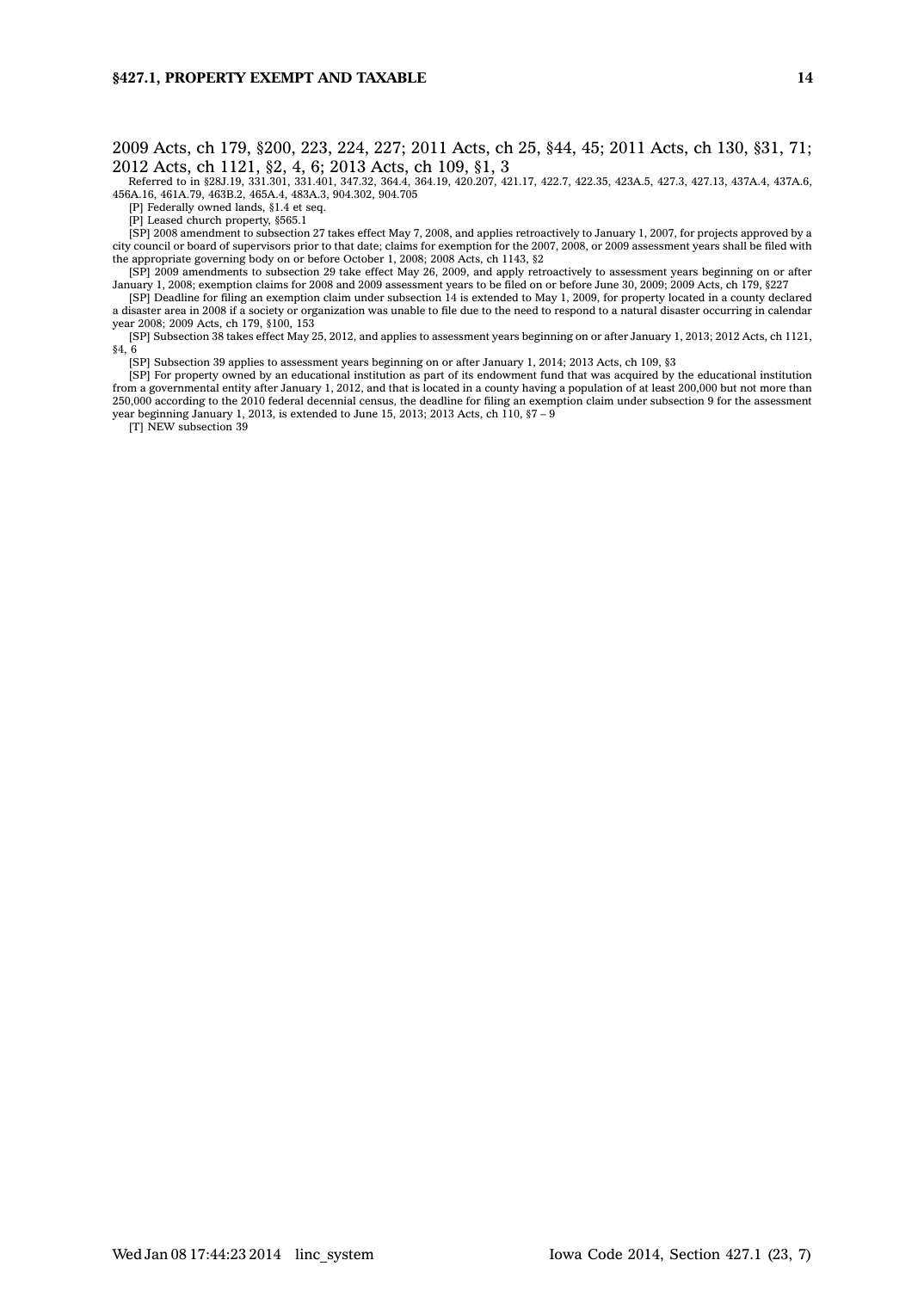2009 Acts, ch 179, §200, 223, 224, 227; 2011 Acts, ch 25, §44, 45; 2011 Acts, ch 130, §31, 71; 2012 Acts, ch 1121, §2, 4, 6; 2013 Acts, ch 109, §1, 3

Referred to in §28J.19, 331.301, 331.401, 347.32, 364.4, 364.19, 420.207, 421.17, 422.7, 422.35, 423A.5, 427.3, 427.13, 437A.4, 437A.6, 456A.16, 461A.79, 463B.2, 465A.4, 483A.3, 904.302, 904.705

[P] Federally owned lands, §1.4 et seq.

[P] Leased church property, §565.1

[SP] 2008 amendment to subsection 27 takes effect May 7, 2008, and applies retroactively to January 1, 2007, for projects approved by a city council or board of supervisors prior to that date; claims for exemption for the 2007, 2008, or 2009 assessment years shall be filed with the appropriate governing body on or before October 1, 2008; 2008 Acts, ch 1143, §2

[SP] 2009 amendments to subsection 29 take effect May 26, 2009, and apply retroactively to assessment years beginning on or after January 1, 2008; exemption claims for 2008 and 2009 assessment years to be filed on or before June 30, 2009; 2009 Acts, ch 179, §227

[SP] Deadline for filing an exemption claim under subsection 14 is extended to May 1, 2009, for property located in a county declared a disaster area in 2008 if a society or organization was unable to file due to the need to respond to a natural disaster occurring in calendar year 2008; 2009 Acts, ch 179, §100, 153

[SP] Subsection 38 takes effect May 25, 2012, and applies to assessment years beginning on or after January 1, 2013; 2012 Acts, ch 1121, §4, 6

[SP] Subsection 39 applies to assessment years beginning on or after January 1, 2014; 2013 Acts, ch 109, §3

[SP] For property owned by an educational institution as part of its endowment fund that was acquired by the educational institution from a governmental entity after January 1, 2012, and that is located in a county having a population of at least 200,000 but not more than 250,000 according to the 2010 federal decennial census, the deadline for filing an exemption claim under subsection 9 for the assessment year beginning January 1, 2013, is extended to June 15, 2013; 2013 Acts, ch 110, §7 – 9

[T] NEW subsection 39